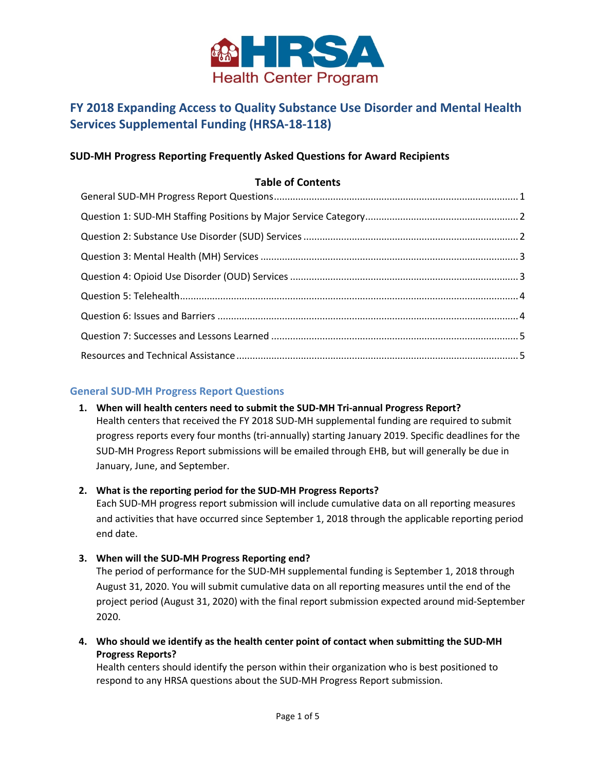HRSA Health Center Program

# FY 2018 Expanding Access to Quality Substance Use Disorder and Mental Health Services Supplemental Funding (HRSA-18-118)

### SUD-MH Progress Reporting Frequently Asked Questions for Award Recipients

**Table of Contents**

- General SUD-MH Progress Report Questions ........ 1
- Question 1: SUD-MH Staffing Positions by Major Service Category ........ 2
- Question 2: Substance Use Disorder (SUD) Services ........ 2
- Question 3: Mental Health (MH) Services ........ 3
- Question 4: Opioid Use Disorder (OUD) Services ........ 3
- Question 5: Telehealth ........ 4
- Question 6: Issues and Barriers ........ 4
- Question 7: Successes and Lessons Learned ........ 5
- Resources and Technical Assistance ........ 5

## General SUD-MH Progress Report Questions

1. **When will health centers need to submit the SUD-MH Tri-annual Progress Report?**
   Health centers that received the FY 2018 SUD-MH supplemental funding are required to submit progress reports every four months (tri-annually) starting January 2019. Specific deadlines for the SUD-MH Progress Report submissions will be emailed through EHB, but will generally be due in January, June, and September.

2. **What is the reporting period for the SUD-MH Progress Reports?**
   Each SUD-MH progress report submission will include cumulative data on all reporting measures and activities that have occurred since September 1, 2018 through the applicable reporting period end date.

3. **When will the SUD-MH Progress Reporting end?**
   The period of performance for the SUD-MH supplemental funding is September 1, 2018 through August 31, 2020. You will submit cumulative data on all reporting measures until the end of the project period (August 31, 2020) with the final report submission expected around mid-September 2020.

4. **Who should we identify as the health center point of contact when submitting the SUD-MH Progress Reports?**
   Health centers should identify the person within their organization who is best positioned to respond to any HRSA questions about the SUD-MH Progress Report submission.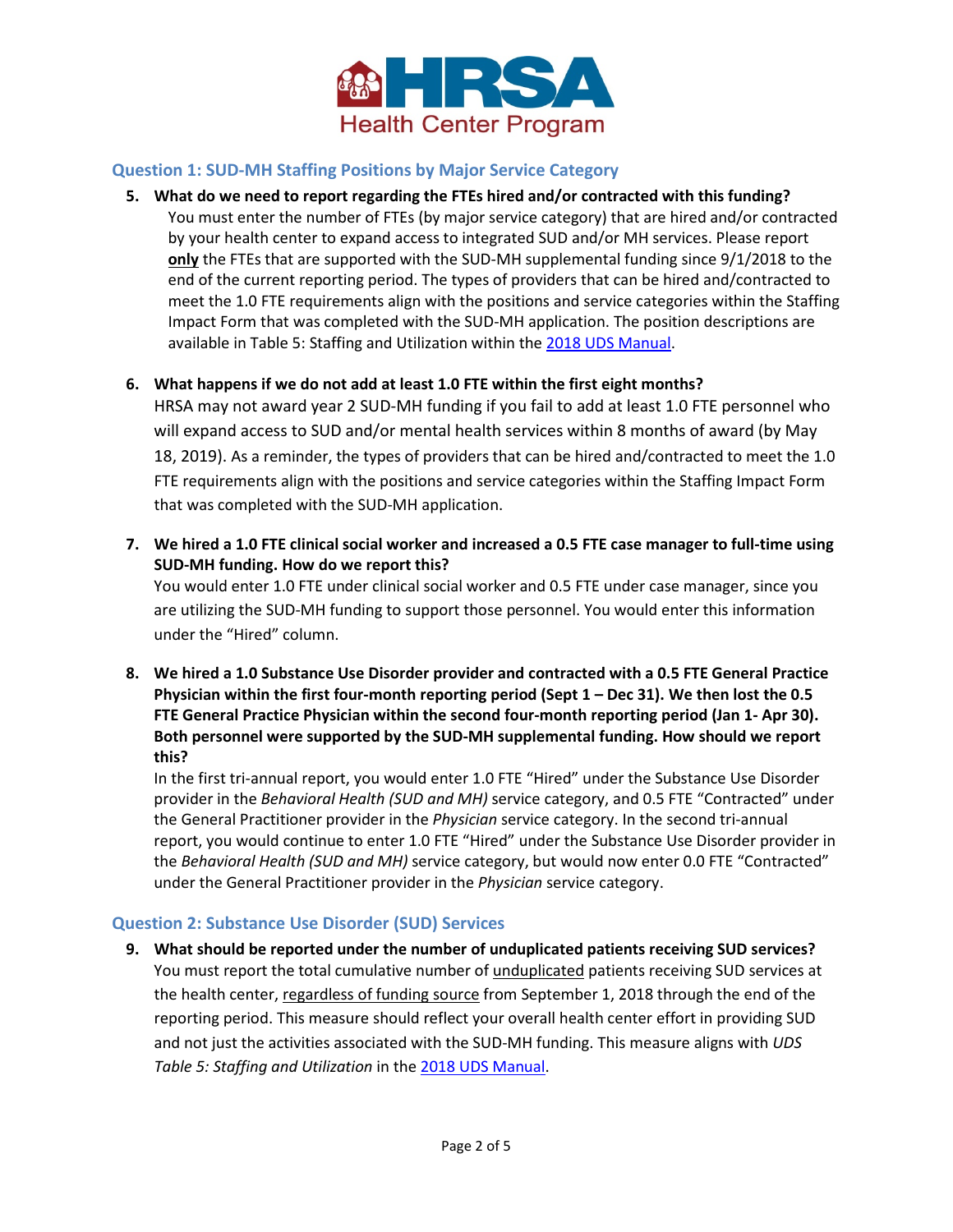## Question 1: SUD-MH Staffing Positions by Major Service Category

5. **What do we need to report regarding the FTEs hired and/or contracted with this funding?**
   You must enter the number of FTEs (by major service category) that are hired and/or contracted by your health center to expand access to integrated SUD and/or MH services. Please report **only** the FTEs that are supported with the SUD-MH supplemental funding since 9/1/2018 to the end of the current reporting period. The types of providers that can be hired and/contracted to meet the 1.0 FTE requirements align with the positions and service categories within the Staffing Impact Form that was completed with the SUD-MH application. The position descriptions are available in Table 5: Staffing and Utilization within the 2018 UDS Manual.

6. **What happens if we do not add at least 1.0 FTE within the first eight months?**
   HRSA may not award year 2 SUD-MH funding if you fail to add at least 1.0 FTE personnel who will expand access to SUD and/or mental health services within 8 months of award (by May 18, 2019). As a reminder, the types of providers that can be hired and/contracted to meet the 1.0 FTE requirements align with the positions and service categories within the Staffing Impact Form that was completed with the SUD-MH application.

7. **We hired a 1.0 FTE clinical social worker and increased a 0.5 FTE case manager to full-time using SUD-MH funding. How do we report this?**
   You would enter 1.0 FTE under clinical social worker and 0.5 FTE under case manager, since you are utilizing the SUD-MH funding to support those personnel. You would enter this information under the "Hired" column.

8. **We hired a 1.0 Substance Use Disorder provider and contracted with a 0.5 FTE General Practice Physician within the first four-month reporting period (Sept 1 – Dec 31). We then lost the 0.5 FTE General Practice Physician within the second four-month reporting period (Jan 1- Apr 30). Both personnel were supported by the SUD-MH supplemental funding. How should we report this?**
   In the first tri-annual report, you would enter 1.0 FTE "Hired" under the Substance Use Disorder provider in the *Behavioral Health (SUD and MH)* service category, and 0.5 FTE "Contracted" under the General Practitioner provider in the *Physician* service category. In the second tri-annual report, you would continue to enter 1.0 FTE "Hired" under the Substance Use Disorder provider in the *Behavioral Health (SUD and MH)* service category, but would now enter 0.0 FTE "Contracted" under the General Practitioner provider in the *Physician* service category.

## Question 2: Substance Use Disorder (SUD) Services

9. **What should be reported under the number of unduplicated patients receiving SUD services?**
   You must report the total cumulative number of <u>unduplicated</u> patients receiving SUD services at the health center, <u>regardless of funding source</u> from September 1, 2018 through the end of the reporting period. This measure should reflect your overall health center effort in providing SUD and not just the activities associated with the SUD-MH funding. This measure aligns with *UDS Table 5: Staffing and Utilization* in the 2018 UDS Manual.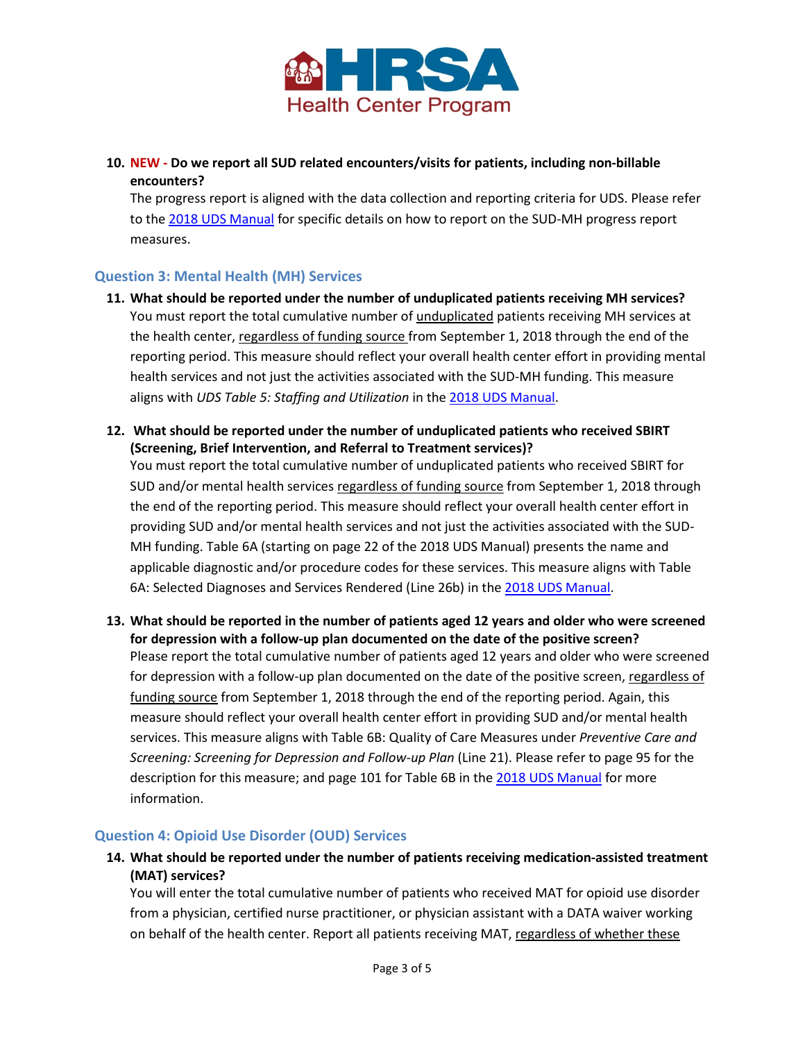10. **NEW - Do we report all SUD related encounters/visits for patients, including non-billable encounters?**
    The progress report is aligned with the data collection and reporting criteria for UDS. Please refer to the 2018 UDS Manual for specific details on how to report on the SUD-MH progress report measures.

## Question 3: Mental Health (MH) Services

11. **What should be reported under the number of unduplicated patients receiving MH services?**
    You must report the total cumulative number of unduplicated patients receiving MH services at the health center, regardless of funding source from September 1, 2018 through the end of the reporting period. This measure should reflect your overall health center effort in providing mental health services and not just the activities associated with the SUD-MH funding. This measure aligns with *UDS Table 5: Staffing and Utilization* in the 2018 UDS Manual.

12. **What should be reported under the number of unduplicated patients who received SBIRT (Screening, Brief Intervention, and Referral to Treatment services)?**
    You must report the total cumulative number of unduplicated patients who received SBIRT for SUD and/or mental health services regardless of funding source from September 1, 2018 through the end of the reporting period. This measure should reflect your overall health center effort in providing SUD and/or mental health services and not just the activities associated with the SUD-MH funding. Table 6A (starting on page 22 of the 2018 UDS Manual) presents the name and applicable diagnostic and/or procedure codes for these services. This measure aligns with Table 6A: Selected Diagnoses and Services Rendered (Line 26b) in the 2018 UDS Manual.

13. **What should be reported in the number of patients aged 12 years and older who were screened for depression with a follow-up plan documented on the date of the positive screen?**
    Please report the total cumulative number of patients aged 12 years and older who were screened for depression with a follow-up plan documented on the date of the positive screen, regardless of funding source from September 1, 2018 through the end of the reporting period. Again, this measure should reflect your overall health center effort in providing SUD and/or mental health services. This measure aligns with Table 6B: Quality of Care Measures under *Preventive Care and Screening: Screening for Depression and Follow-up Plan* (Line 21). Please refer to page 95 for the description for this measure; and page 101 for Table 6B in the 2018 UDS Manual for more information.

## Question 4: Opioid Use Disorder (OUD) Services

14. **What should be reported under the number of patients receiving medication-assisted treatment (MAT) services?**
    You will enter the total cumulative number of patients who received MAT for opioid use disorder from a physician, certified nurse practitioner, or physician assistant with a DATA waiver working on behalf of the health center. Report all patients receiving MAT, regardless of whether these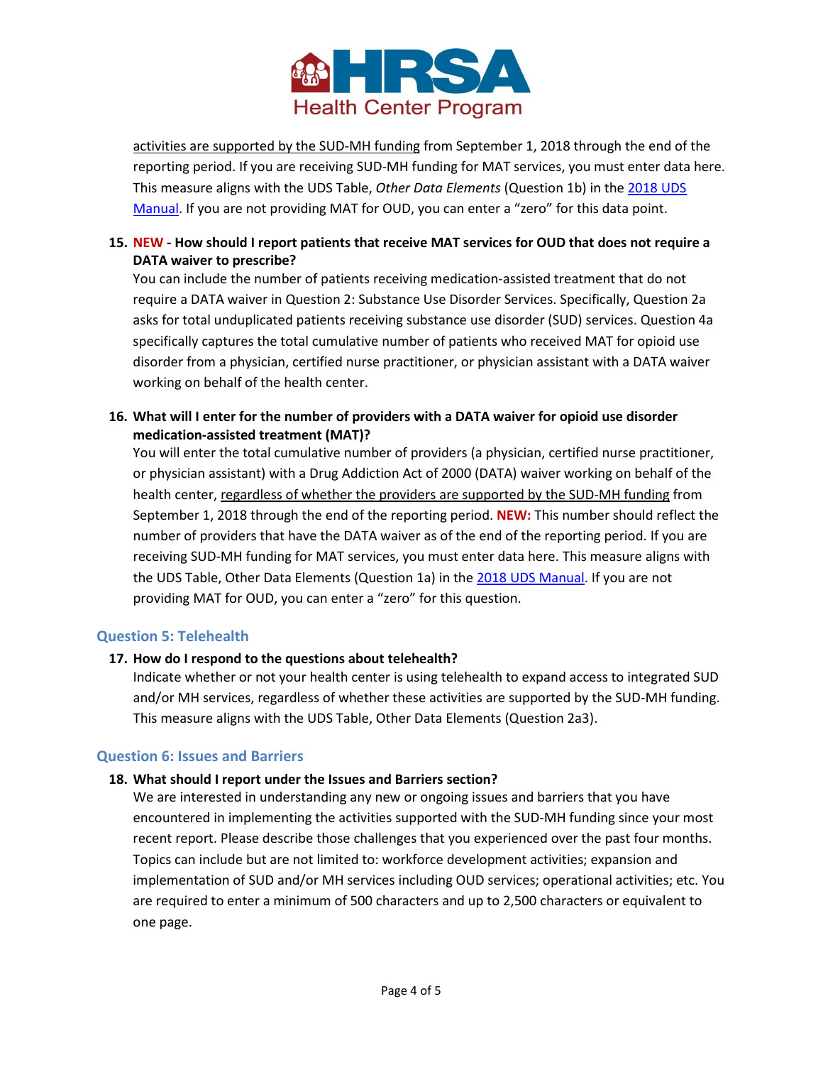activities are supported by the SUD-MH funding from September 1, 2018 through the end of the reporting period. If you are receiving SUD-MH funding for MAT services, you must enter data here. This measure aligns with the UDS Table, *Other Data Elements* (Question 1b) in the [2018 UDS Manual](). If you are not providing MAT for OUD, you can enter a “zero” for this data point.

15. **NEW - How should I report patients that receive MAT services for OUD that does not require a DATA waiver to prescribe?**
    You can include the number of patients receiving medication-assisted treatment that do not require a DATA waiver in Question 2: Substance Use Disorder Services. Specifically, Question 2a asks for total unduplicated patients receiving substance use disorder (SUD) services. Question 4a specifically captures the total cumulative number of patients who received MAT for opioid use disorder from a physician, certified nurse practitioner, or physician assistant with a DATA waiver working on behalf of the health center.

16. **What will I enter for the number of providers with a DATA waiver for opioid use disorder medication-assisted treatment (MAT)?**
    You will enter the total cumulative number of providers (a physician, certified nurse practitioner, or physician assistant) with a Drug Addiction Act of 2000 (DATA) waiver working on behalf of the health center, regardless of whether the providers are supported by the SUD-MH funding from September 1, 2018 through the end of the reporting period. **NEW:** This number should reflect the number of providers that have the DATA waiver as of the end of the reporting period. If you are receiving SUD-MH funding for MAT services, you must enter data here. This measure aligns with the UDS Table, Other Data Elements (Question 1a) in the [2018 UDS Manual](). If you are not providing MAT for OUD, you can enter a “zero” for this question.

### Question 5: Telehealth

17. **How do I respond to the questions about telehealth?**
    Indicate whether or not your health center is using telehealth to expand access to integrated SUD and/or MH services, regardless of whether these activities are supported by the SUD-MH funding. This measure aligns with the UDS Table, Other Data Elements (Question 2a3).

### Question 6: Issues and Barriers

18. **What should I report under the Issues and Barriers section?**
    We are interested in understanding any new or ongoing issues and barriers that you have encountered in implementing the activities supported with the SUD-MH funding since your most recent report. Please describe those challenges that you experienced over the past four months. Topics can include but are not limited to: workforce development activities; expansion and implementation of SUD and/or MH services including OUD services; operational activities; etc. You are required to enter a minimum of 500 characters and up to 2,500 characters or equivalent to one page.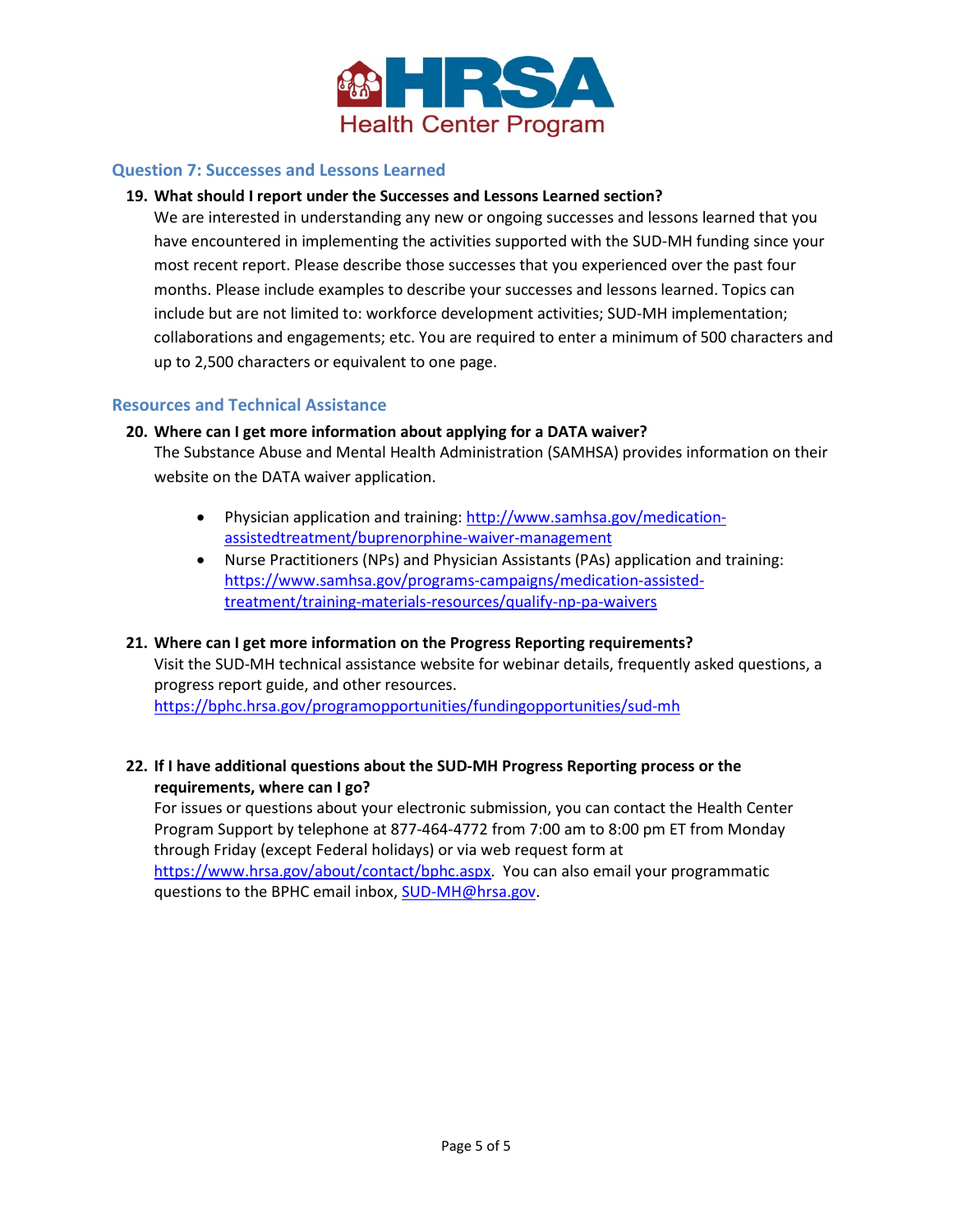## Question 7: Successes and Lessons Learned

**19. What should I report under the Successes and Lessons Learned section?**

We are interested in understanding any new or ongoing successes and lessons learned that you have encountered in implementing the activities supported with the SUD-MH funding since your most recent report. Please describe those successes that you experienced over the past four months. Please include examples to describe your successes and lessons learned. Topics can include but are not limited to: workforce development activities; SUD-MH implementation; collaborations and engagements; etc. You are required to enter a minimum of 500 characters and up to 2,500 characters or equivalent to one page.

## Resources and Technical Assistance

**20. Where can I get more information about applying for a DATA waiver?**

The Substance Abuse and Mental Health Administration (SAMHSA) provides information on their website on the DATA waiver application.

- Physician application and training: http://www.samhsa.gov/medication-assistedtreatment/buprenorphine-waiver-management
- Nurse Practitioners (NPs) and Physician Assistants (PAs) application and training: https://www.samhsa.gov/programs-campaigns/medication-assisted-treatment/training-materials-resources/qualify-np-pa-waivers

**21. Where can I get more information on the Progress Reporting requirements?**

Visit the SUD-MH technical assistance website for webinar details, frequently asked questions, a progress report guide, and other resources.
https://bphc.hrsa.gov/programopportunities/fundingopportunities/sud-mh

**22. If I have additional questions about the SUD-MH Progress Reporting process or the requirements, where can I go?**

For issues or questions about your electronic submission, you can contact the Health Center Program Support by telephone at 877-464-4772 from 7:00 am to 8:00 pm ET from Monday through Friday (except Federal holidays) or via web request form at https://www.hrsa.gov/about/contact/bphc.aspx. You can also email your programmatic questions to the BPHC email inbox, SUD-MH@hrsa.gov.